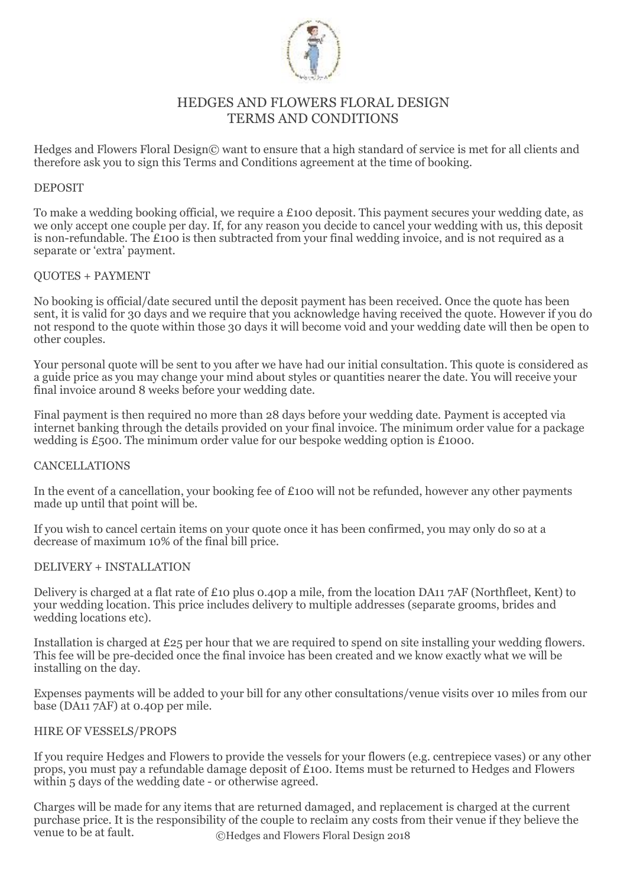# HEDGES AND FLOWERS FLORAL DESIGN
# TERMS AND CONDITIONS

Hedges and Flowers Floral Design© want to ensure that a high standard of service is met for all clients and therefore ask you to sign this Terms and Conditions agreement at the time of booking.

## DEPOSIT

To make a wedding booking official, we require a £100 deposit. This payment secures your wedding date, as we only accept one couple per day. If, for any reason you decide to cancel your wedding with us, this deposit is non-refundable. The £100 is then subtracted from your final wedding invoice, and is not required as a separate or 'extra' payment.

## QUOTES + PAYMENT

No booking is official/date secured until the deposit payment has been received. Once the quote has been sent, it is valid for 30 days and we require that you acknowledge having received the quote. However if you do not respond to the quote within those 30 days it will become void and your wedding date will then be open to other couples.

Your personal quote will be sent to you after we have had our initial consultation. This quote is considered as a guide price as you may change your mind about styles or quantities nearer the date. You will receive your final invoice around 8 weeks before your wedding date.

Final payment is then required no more than 28 days before your wedding date. Payment is accepted via internet banking through the details provided on your final invoice. The minimum order value for a package wedding is £500. The minimum order value for our bespoke wedding option is £1000.

## CANCELLATIONS

In the event of a cancellation, your booking fee of £100 will not be refunded, however any other payments made up until that point will be.

If you wish to cancel certain items on your quote once it has been confirmed, you may only do so at a decrease of maximum 10% of the final bill price.

## DELIVERY + INSTALLATION

Delivery is charged at a flat rate of £10 plus 0.40p a mile, from the location DA11 7AF (Northfleet, Kent) to your wedding location. This price includes delivery to multiple addresses (separate grooms, brides and wedding locations etc).

Installation is charged at £25 per hour that we are required to spend on site installing your wedding flowers. This fee will be pre-decided once the final invoice has been created and we know exactly what we will be installing on the day.

Expenses payments will be added to your bill for any other consultations/venue visits over 10 miles from our base (DA11 7AF) at 0.40p per mile.

## HIRE OF VESSELS/PROPS

If you require Hedges and Flowers to provide the vessels for your flowers (e.g. centrepiece vases) or any other props, you must pay a refundable damage deposit of £100. Items must be returned to Hedges and Flowers within 5 days of the wedding date - or otherwise agreed.

Charges will be made for any items that are returned damaged, and replacement is charged at the current purchase price. It is the responsibility of the couple to reclaim any costs from their venue if they believe the venue to be at fault.

©Hedges and Flowers Floral Design 2018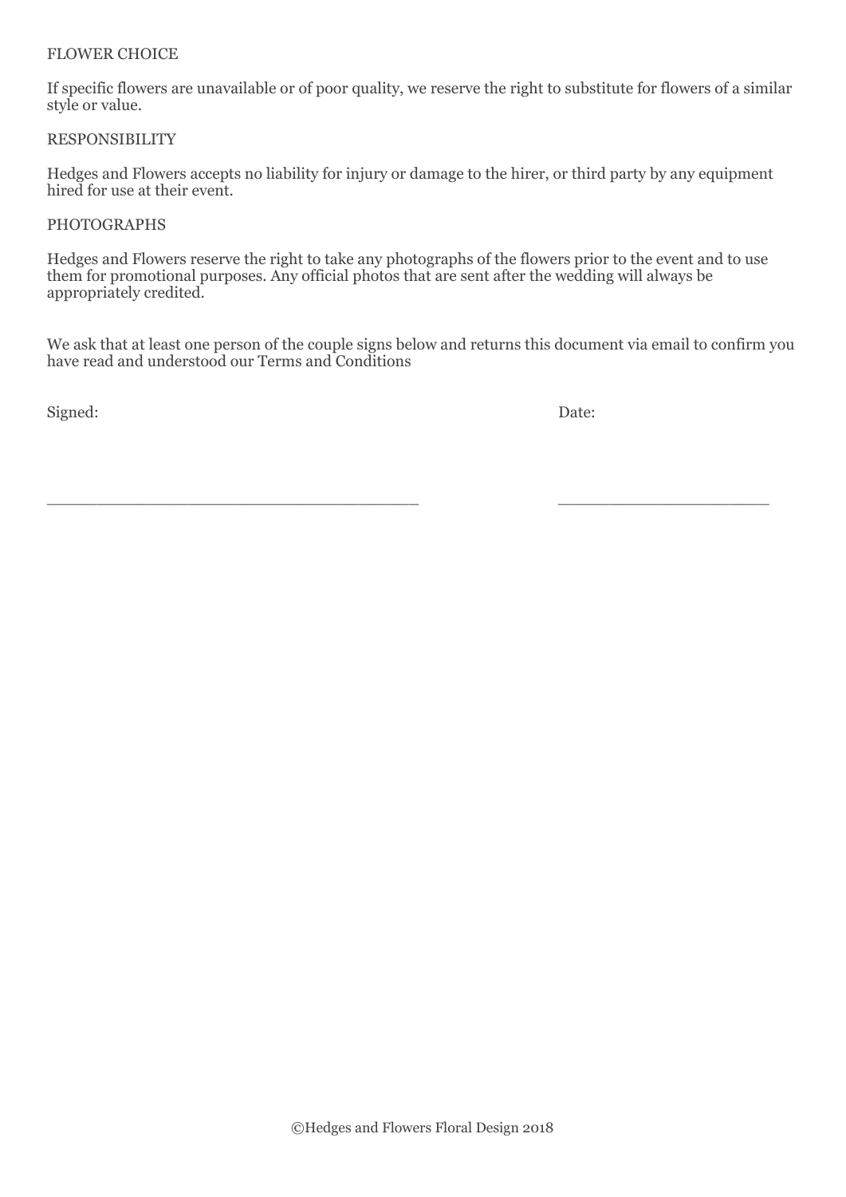## FLOWER CHOICE

If specific flowers are unavailable or of poor quality, we reserve the right to substitute for flowers of a similar style or value.

## RESPONSIBILITY

Hedges and Flowers accepts no liability for injury or damage to the hirer, or third party by any equipment hired for use at their event.

## PHOTOGRAPHS

Hedges and Flowers reserve the right to take any photographs of the flowers prior to the event and to use them for promotional purposes. Any official photos that are sent after the wedding will always be appropriately credited.

We ask that at least one person of the couple signs below and returns this document via email to confirm you have read and understood our Terms and Conditions

Signed: ____________________________________

Date: ______________________

©Hedges and Flowers Floral Design 2018